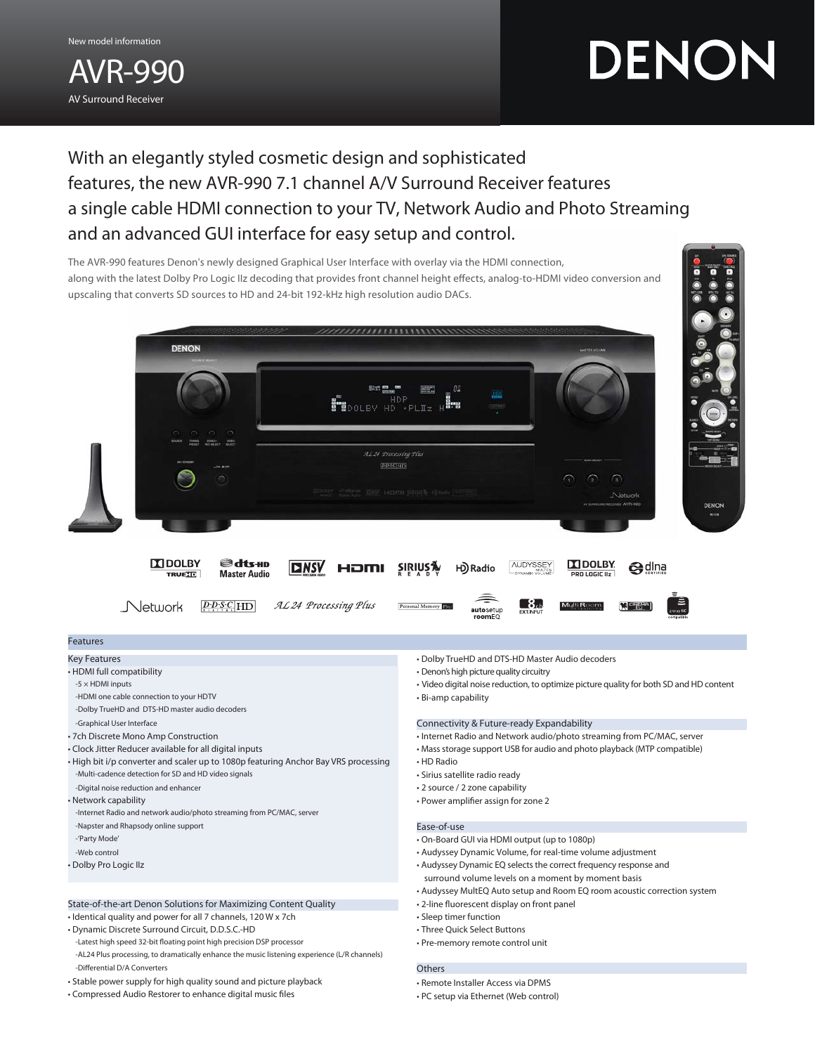New model information

# AVR-990

AV Surround Receiver

DENON

## With an elegantly styled cosmetic design and sophisticated features, the new AVR-990 7.1 channel A/V Surround Receiver features a single cable HDMI connection to your TV, Network Audio and Photo Streaming and an advanced GUI interface for easy setup and control.

The AVR-990 features Denon's newly designed Graphical User Interface with overlay via the HDMI connection, along with the latest Dolby Pro Logic IIz decoding that provides front channel height effects, analog-to-HDMI video conversion and upscaling that converts SD sources to HD and 24-bit 192-kHz high resolution audio DACs.

## Features

### Key Features

- HDMI full compatibility
  - -5 × HDMI inputs
  - -HDMI one cable connection to your HDTV
  - -Dolby TrueHD and DTS-HD master audio decoders
  - -Graphical User Interface
- 7ch Discrete Mono Amp Construction
- Clock Jitter Reducer available for all digital inputs
- High bit i/p converter and scaler up to 1080p featuring Anchor Bay VRS processing
  - -Multi-cadence detection for SD and HD video signals
  - -Digital noise reduction and enhancer
- Network capability
  - -Internet Radio and network audio/photo streaming from PC/MAC, server
  - -Napster and Rhapsody online support
  - -'Party Mode'
  - -Web control
- Dolby Pro Logic IIz

### State-of-the-art Denon Solutions for Maximizing Content Quality

- Identical quality and power for all 7 channels, 120 W x 7ch
- Dynamic Discrete Surround Circuit, D.D.S.C.-HD
  - -Latest high speed 32-bit floating point high precision DSP processor
  - -AL24 Plus processing, to dramatically enhance the music listening experience (L/R channels)
  - -Differential D/A Converters
- Stable power supply for high quality sound and picture playback
- Compressed Audio Restorer to enhance digital music files
- Dolby TrueHD and DTS-HD Master Audio decoders
- Denon's high picture quality circuitry
- Video digital noise reduction, to optimize picture quality for both SD and HD content
- Bi-amp capability

### Connectivity & Future-ready Expandability

- Internet Radio and Network audio/photo streaming from PC/MAC, server
- Mass storage support USB for audio and photo playback (MTP compatible)
- HD Radio
- Sirius satellite radio ready
- 2 source / 2 zone capability
- Power amplifier assign for zone 2

### Ease-of-use

- On-Board GUI via HDMI output (up to 1080p)
- Audyssey Dynamic Volume, for real-time volume adjustment
- Audyssey Dynamic EQ selects the correct frequency response and surround volume levels on a moment by moment basis
- Audyssey MultEQ Auto setup and Room EQ room acoustic correction system
- 2-line fluorescent display on front panel
- Sleep timer function
- Three Quick Select Buttons
- Pre-memory remote control unit

### Others

- Remote Installer Access via DPMS
- PC setup via Ethernet (Web control)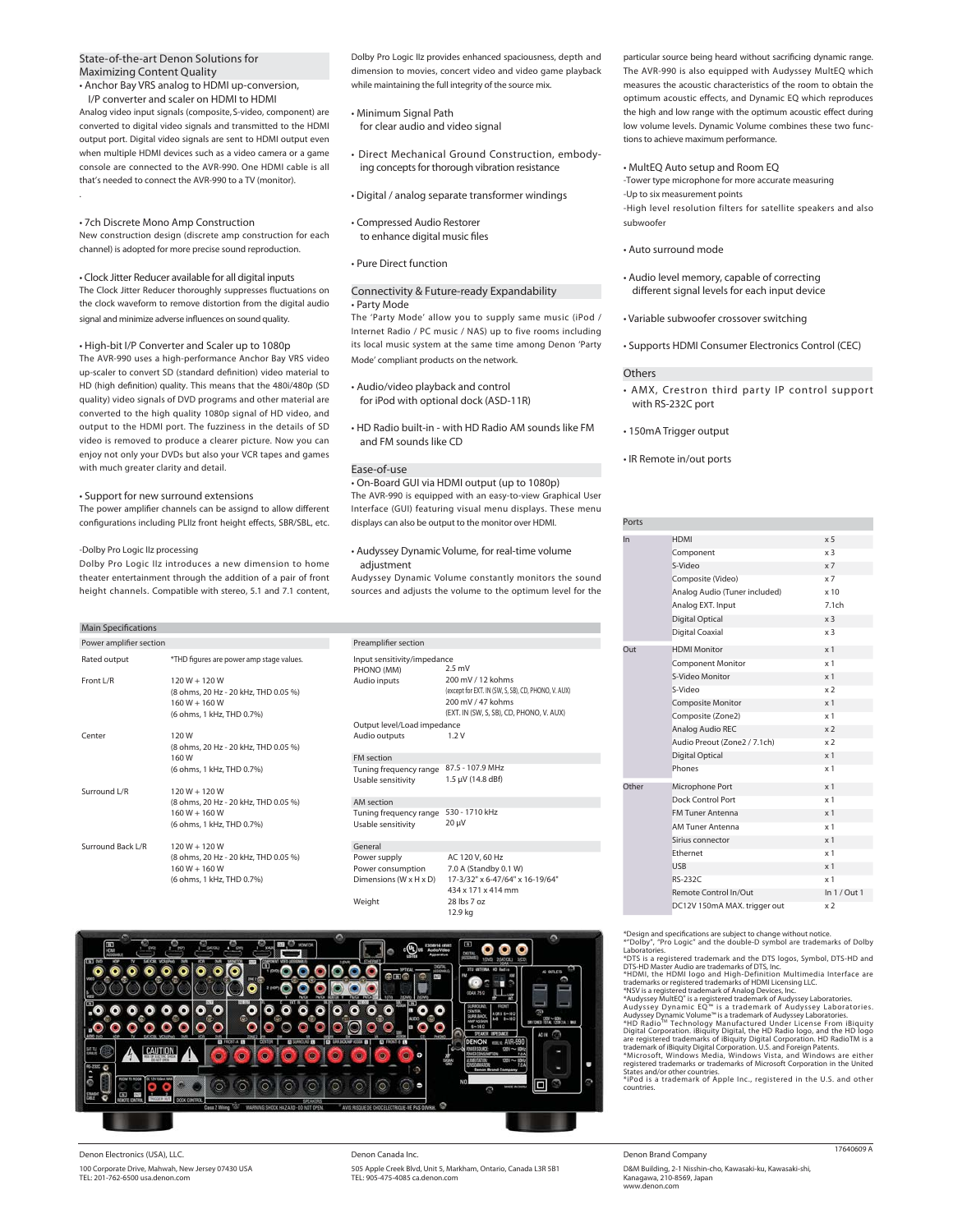## State-of-the-art Denon Solutions for Maximizing Content Quality

• Anchor Bay VRS analog to HDMI up-conversion, I/P converter and scaler on HDMI to HDMI

Analog video input signals (composite, S-video, component) are converted to digital video signals and transmitted to the HDMI output port. Digital video signals are sent to HDMI output even when multiple HDMI devices such as a video camera or a game console are connected to the AVR-990. One HDMI cable is all that's needed to connect the AVR-990 to a TV (monitor).

• 7ch Discrete Mono Amp Construction

New construction design (discrete amp construction for each channel) is adopted for more precise sound reproduction.

• Clock Jitter Reducer available for all digital inputs

The Clock Jitter Reducer thoroughly suppresses fluctuations on the clock waveform to remove distortion from the digital audio signal and minimize adverse influences on sound quality.

• High-bit I/P Converter and Scaler up to 1080p

The AVR-990 uses a high-performance Anchor Bay VRS video up-scaler to convert SD (standard definition) video material to HD (high definition) quality. This means that the 480i/480p (SD quality) video signals of DVD programs and other material are converted to the high quality 1080p signal of HD video, and output to the HDMI port. The fuzziness in the details of SD video is removed to produce a clearer picture. Now you can enjoy not only your DVDs but also your VCR tapes and games with much greater clarity and detail.

• Support for new surround extensions

The power amplifier channels can be assigned to allow different configurations including PLIIz front height effects, SBR/SBL, etc.

-Dolby Pro Logic IIz processing

Dolby Pro Logic IIz introduces a new dimension to home theater entertainment through the addition of a pair of front height channels. Compatible with stereo, 5.1 and 7.1 content, Dolby Pro Logic IIz provides enhanced spaciousness, depth and dimension to movies, concert video and video game playback while maintaining the full integrity of the source mix.

• Minimum Signal Path for clear audio and video signal

• Direct Mechanical Ground Construction, embodying concepts for thorough vibration resistance

• Digital / analog separate transformer windings

• Compressed Audio Restorer to enhance digital music files

• Pure Direct function

## Connectivity & Future-ready Expandability

• Party Mode

The 'Party Mode' allow you to supply same music (iPod / Internet Radio / PC music / NAS) up to five rooms including its local music system at the same time among Denon 'Party Mode' compliant products on the network.

• Audio/video playback and control for iPod with optional dock (ASD-11R)

• HD Radio built-in - with HD Radio AM sounds like FM and FM sounds like CD

## Ease-of-use

• On-Board GUI via HDMI output (up to 1080p)

The AVR-990 is equipped with an easy-to-view Graphical User Interface (GUI) featuring visual menu displays. These menu displays can also be output to the monitor over HDMI.

• Audyssey Dynamic Volume, for real-time volume adjustment

Audyssey Dynamic Volume constantly monitors the sound sources and adjusts the volume to the optimum level for the particular source being heard without sacrificing dynamic range. The AVR-990 is also equipped with Audyssey MultEQ which measures the acoustic characteristics of the room to obtain the optimum acoustic effects, and Dynamic EQ which reproduces the high and low range with the optimum acoustic effect during low volume levels. Dynamic Volume combines these two functions to achieve maximum performance.

• MultEQ Auto setup and Room EQ
-Tower type microphone for more accurate measuring
-Up to six measurement points
-High level resolution filters for satellite speakers and also subwoofer

• Auto surround mode

• Audio level memory, capable of correcting different signal levels for each input device

• Variable subwoofer crossover switching

• Supports HDMI Consumer Electronics Control (CEC)

## Others

• AMX, Crestron third party IP control support with RS-232C port

• 150mA Trigger output

• IR Remote in/out ports

## Ports

| | | |
|---|---|---|
| In | HDMI | x 5 |
| | Component | x 3 |
| | S-Video | x 7 |
| | Composite (Video) | x 7 |
| | Analog Audio (Tuner included) | x 10 |
| | Analog EXT. Input | 7.1ch |
| | Digital Optical | x 3 |
| | Digital Coaxial | x 3 |
| Out | HDMI Monitor | x 1 |
| | Component Monitor | x 1 |
| | S-Video Monitor | x 1 |
| | S-Video | x 2 |
| | Composite Monitor | x 1 |
| | Composite (Zone2) | x 1 |
| | Analog Audio REC | x 2 |
| | Audio Preout (Zone2 / 7.1ch) | x 2 |
| | Digital Optical | x 1 |
| | Phones | x 1 |
| Other | Microphone Port | x 1 |
| | Dock Control Port | x 1 |
| | FM Tuner Antenna | x 1 |
| | AM Tuner Antenna | x 1 |
| | Sirius connector | x 1 |
| | Ethernet | x 1 |
| | USB | x 1 |
| | RS-232C | x 1 |
| | Remote Control In/Out | In 1 / Out 1 |
| | DC12V 150mA MAX. trigger out | x 2 |

## Main Specifications

### Power amplifier section

| | |
|---|---|
| Rated output | *THD figures are power amp stage values. |
| Front L/R | 120 W + 120 W (8 ohms, 20 Hz - 20 kHz, THD 0.05 %) 160 W + 160 W (6 ohms, 1 kHz, THD 0.7%) |
| Center | 120 W (8 ohms, 20 Hz - 20 kHz, THD 0.05 %) 160 W (6 ohms, 1 kHz, THD 0.7%) |
| Surround L/R | 120 W + 120 W (8 ohms, 20 Hz - 20 kHz, THD 0.05 %) 160 W + 160 W (6 ohms, 1 kHz, THD 0.7%) |
| Surround Back L/R | 120 W + 120 W (8 ohms, 20 Hz - 20 kHz, THD 0.05 %) 160 W + 160 W (6 ohms, 1 kHz, THD 0.7%) |

### Preamplifier section

| | |
|---|---|
| Input sensitivity/impedance | |
| PHONO (MM) | 2.5 mV |
| Audio inputs | 200 mV / 12 kohms (except for EXT. IN (SW, S, SB), CD, PHONO, V. AUX) 200 mV / 47 kohms (EXT. IN (SW, S, SB), CD, PHONO, V. AUX) |
| Output level/Load impedance | |
| Audio outputs | 1.2 V |

### FM section

| | |
|---|---|
| Tuning frequency range | 87.5 - 107.9 MHz |
| Usable sensitivity | 1.5 μV (14.8 dBf) |

### AM section

| | |
|---|---|
| Tuning frequency range | 530 - 1710 kHz |
| Usable sensitivity | 20 μV |

### General

| | |
|---|---|
| Power supply | AC 120 V, 60 Hz |
| Power consumption | 7.0 A (Standby 0.1 W) |
| Dimensions (W x H x D) | 17-3/32" x 6-47/64" x 16-19/64" 434 x 171 x 414 mm |
| Weight | 28 lbs 7 oz 12.9 kg |

*Design and specifications are subject to change without notice.
*"Dolby", "Pro Logic" and the double-D symbol are trademarks of Dolby Laboratories.
*DTS is a registered trademark and the DTS logos, Symbol, DTS-HD and DTS-HD Master Audio are trademarks of DTS, Inc.
*HDMI, the HDMI logo and High-Definition Multimedia Interface are trademarks or registered trademarks of HDMI Licensing LLC.
*NSV is a registered trademark of Analog Devices, Inc.
*Audyssey MultEQ" is a registered trademark of Audyssey Laboratories.
Audyssey Dynamic EQ™ is a trademark of Audyssey Laboratories.
Audyssey Dynamic Volume™ is a trademark of Audyssey Laboratories.
*HD Radio™ Technology Manufactured Under License From iBiquity Digital Corporation. iBiquity Digital, the HD Radio logo, and the HD logo are registered trademarks of iBiquity Digital Corporation. HD RadioTM is a trademark of iBiquity Digital Corporation. U.S. and Foreign Patents.
*Microsoft, Windows Media, Windows Vista, and Windows are either registered trademarks or trademarks of Microsoft Corporation in the United States and/or other countries.
*iPod is a trademark of Apple Inc., registered in the U.S. and other countries.

Denon Electronics (USA), LLC.
100 Corporate Drive, Mahwah, New Jersey 07430 USA
TEL: 201-762-6500 usa.denon.com

Denon Canada Inc.
505 Apple Creek Blvd, Unit 5, Markham, Ontario, Canada L3R 5B1
TEL: 905-475-4085 ca.denon.com

Denon Brand Company
D&M Building, 2-1 Nisshin-cho, Kawasaki-ku, Kawasaki-shi, Kanagawa, 210-8569, Japan
www.denon.com

17640609 A